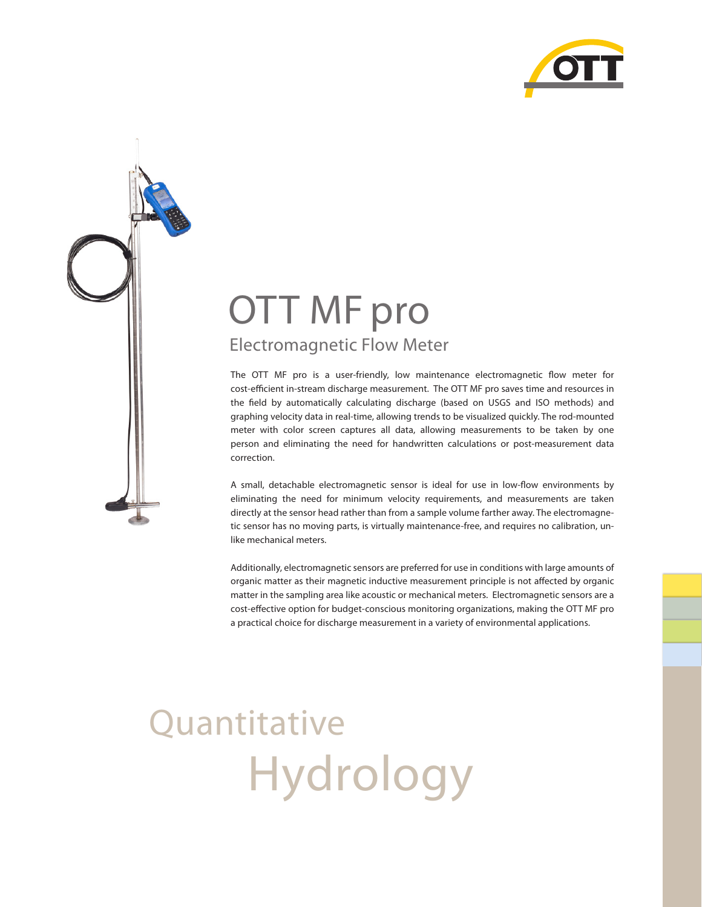# OTT MF pro

## Electromagnetic Flow Meter

The OTT MF pro is a user-friendly, low maintenance electromagnetic flow meter for cost-efficient in-stream discharge measurement. The OTT MF pro saves time and resources in the field by automatically calculating discharge (based on USGS and ISO methods) and graphing velocity data in real-time, allowing trends to be visualized quickly. The rod-mounted meter with color screen captures all data, allowing measurements to be taken by one person and eliminating the need for handwritten calculations or post-measurement data correction.

A small, detachable electromagnetic sensor is ideal for use in low-flow environments by eliminating the need for minimum velocity requirements, and measurements are taken directly at the sensor head rather than from a sample volume farther away. The electromagnetic sensor has no moving parts, is virtually maintenance-free, and requires no calibration, unlike mechanical meters.

Additionally, electromagnetic sensors are preferred for use in conditions with large amounts of organic matter as their magnetic inductive measurement principle is not affected by organic matter in the sampling area like acoustic or mechanical meters. Electromagnetic sensors are a cost-effective option for budget-conscious monitoring organizations, making the OTT MF pro a practical choice for discharge measurement in a variety of environmental applications.

Quantitative Hydrology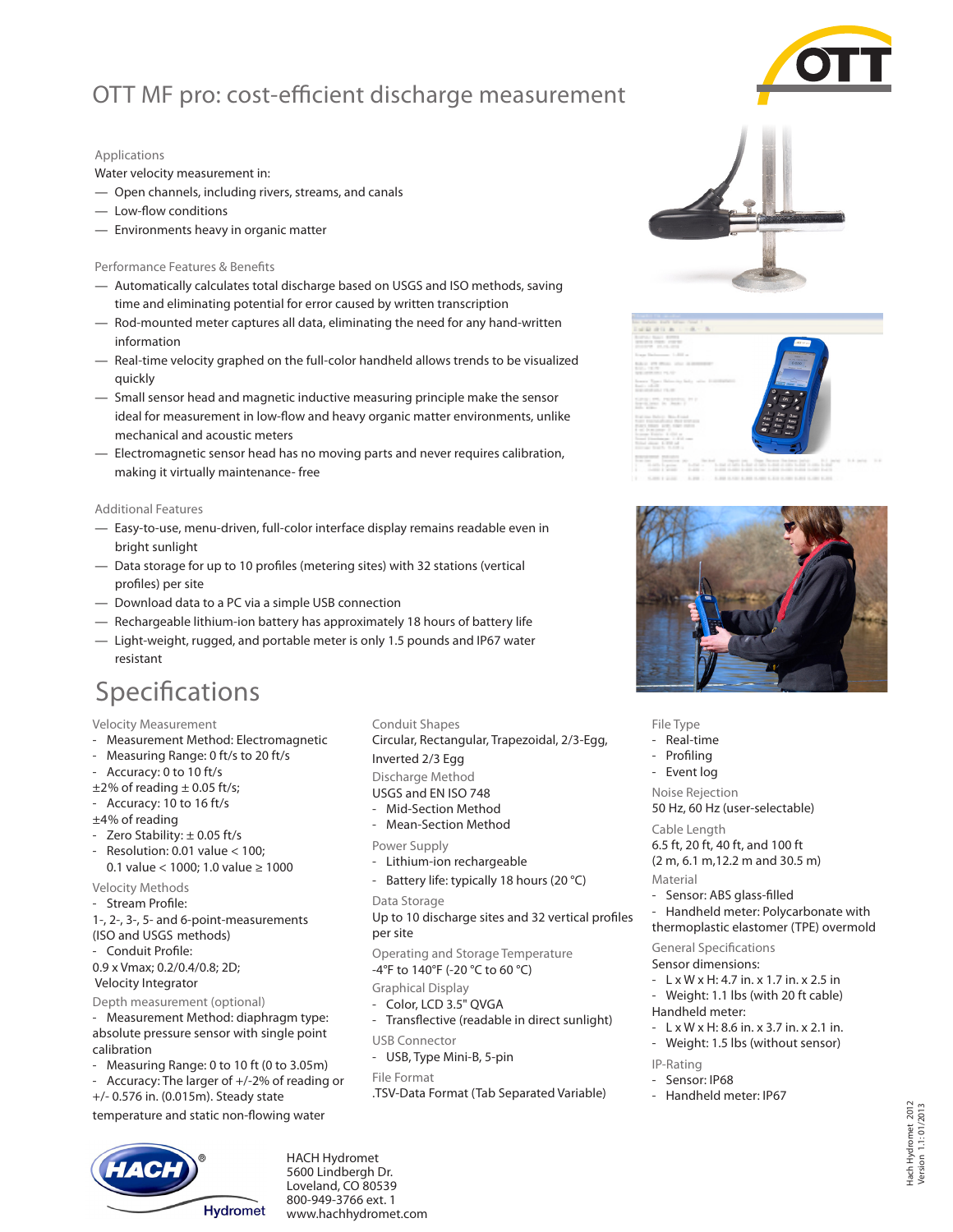# OTT MF pro: cost-efficient discharge measurement

Applications

Water velocity measurement in:

- Open channels, including rivers, streams, and canals
- Low-flow conditions
- Environments heavy in organic matter

Performance Features & Benefits

- Automatically calculates total discharge based on USGS and ISO methods, saving time and eliminating potential for error caused by written transcription
- Rod-mounted meter captures all data, eliminating the need for any hand-written information
- Real-time velocity graphed on the full-color handheld allows trends to be visualized quickly
- Small sensor head and magnetic inductive measuring principle make the sensor ideal for measurement in low-flow and heavy organic matter environments, unlike mechanical and acoustic meters
- Electromagnetic sensor head has no moving parts and never requires calibration, making it virtually maintenance- free

Additional Features

- Easy-to-use, menu-driven, full-color interface display remains readable even in bright sunlight
- Data storage for up to 10 profiles (metering sites) with 32 stations (vertical profiles) per site
- Download data to a PC via a simple USB connection
- Rechargeable lithium-ion battery has approximately 18 hours of battery life
- Light-weight, rugged, and portable meter is only 1.5 pounds and IP67 water resistant

## Specifications

Velocity Measurement

- Measurement Method: Electromagnetic
- Measuring Range: 0 ft/s to 20 ft/s
- Accuracy: 0 to 10 ft/s

±2% of reading ± 0.05 ft/s;

- Accuracy: 10 to 16 ft/s

±4% of reading

- Zero Stability: ± 0.05 ft/s
- Resolution: 0.01 value < 100; 0.1 value < 1000; 1.0 value ≥ 1000

Velocity Methods

- Stream Profile:

1-, 2-, 3-, 5- and 6-point-measurements (ISO and USGS methods)

- Conduit Profile:

0.9 x Vmax; 0.2/0.4/0.8; 2D; Velocity Integrator

Depth measurement (optional)

- Measurement Method: diaphragm type: absolute pressure sensor with single point calibration
- Measuring Range: 0 to 10 ft (0 to 3.05m)
- Accuracy: The larger of +/-2% of reading or +/- 0.576 in. (0.015m). Steady state temperature and static non-flowing water

Conduit Shapes

Circular, Rectangular, Trapezoidal, 2/3-Egg, Inverted 2/3 Egg

Discharge Method

USGS and EN ISO 748

- Mid-Section Method
- Mean-Section Method

Power Supply

- Lithium-ion rechargeable
- Battery life: typically 18 hours (20 °C)

Data Storage

Up to 10 discharge sites and 32 vertical profiles per site

Operating and Storage Temperature

-4°F to 140°F (-20 °C to 60 °C)

Graphical Display

- Color, LCD 3.5" QVGA
- Transflective (readable in direct sunlight)

USB Connector

- USB, Type Mini-B, 5-pin

File Format

.TSV-Data Format (Tab Separated Variable)

File Type

- Real-time
- Profiling
- Event log

Noise Rejection

50 Hz, 60 Hz (user-selectable)

Cable Length

6.5 ft, 20 ft, 40 ft, and 100 ft (2 m, 6.1 m,12.2 m and 30.5 m)

Material

- Sensor: ABS glass-filled
- Handheld meter: Polycarbonate with thermoplastic elastomer (TPE) overmold

General Specifications

Sensor dimensions:

- L x W x H: 4.7 in. x 1.7 in. x 2.5 in
- Weight: 1.1 lbs (with 20 ft cable)

Handheld meter:

- L x W x H: 8.6 in. x 3.7 in. x 2.1 in.
- Weight: 1.5 lbs (without sensor)

IP-Rating

- Sensor: IP68
- Handheld meter: IP67

HACH Hydromet
5600 Lindbergh Dr.
Loveland, CO 80539
800-949-3766 ext. 1
www.hachhydromet.com

Hach Hydromet 2012
Version 1.1: 01/2013